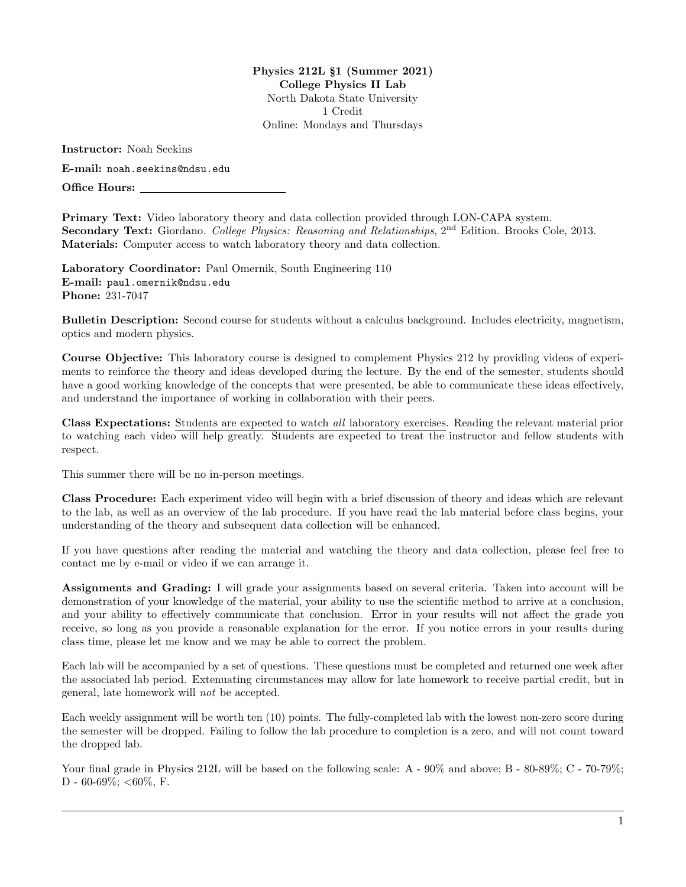**Physics 212L §1 (Summer 2021)**
**College Physics II Lab**
North Dakota State University
1 Credit
Online: Mondays and Thursdays

**Instructor:** Noah Seekins

**E-mail:** noah.seekins@ndsu.edu

**Office Hours:** \_\_\_\_\_\_\_\_\_\_\_\_\_\_\_\_\_\_\_\_\_\_\_\_

**Primary Text:** Video laboratory theory and data collection provided through LON-CAPA system.
**Secondary Text:** Giordano. *College Physics: Reasoning and Relationships*, 2nd Edition. Brooks Cole, 2013.
**Materials:** Computer access to watch laboratory theory and data collection.

**Laboratory Coordinator:** Paul Omernik, South Engineering 110
**E-mail:** paul.omernik@ndsu.edu
**Phone:** 231-7047

**Bulletin Description:** Second course for students without a calculus background. Includes electricity, magnetism, optics and modern physics.

**Course Objective:** This laboratory course is designed to complement Physics 212 by providing videos of experiments to reinforce the theory and ideas developed during the lecture. By the end of the semester, students should have a good working knowledge of the concepts that were presented, be able to communicate these ideas effectively, and understand the importance of working in collaboration with their peers.

**Class Expectations:** Students are expected to watch *all* laboratory exercises. Reading the relevant material prior to watching each video will help greatly. Students are expected to treat the instructor and fellow students with respect.

This summer there will be no in-person meetings.

**Class Procedure:** Each experiment video will begin with a brief discussion of theory and ideas which are relevant to the lab, as well as an overview of the lab procedure. If you have read the lab material before class begins, your understanding of the theory and subsequent data collection will be enhanced.

If you have questions after reading the material and watching the theory and data collection, please feel free to contact me by e-mail or video if we can arrange it.

**Assignments and Grading:** I will grade your assignments based on several criteria. Taken into account will be demonstration of your knowledge of the material, your ability to use the scientific method to arrive at a conclusion, and your ability to effectively communicate that conclusion. Error in your results will not affect the grade you receive, so long as you provide a reasonable explanation for the error. If you notice errors in your results during class time, please let me know and we may be able to correct the problem.

Each lab will be accompanied by a set of questions. These questions must be completed and returned one week after the associated lab period. Extenuating circumstances may allow for late homework to receive partial credit, but in general, late homework will *not* be accepted.

Each weekly assignment will be worth ten (10) points. The fully-completed lab with the lowest non-zero score during the semester will be dropped. Failing to follow the lab procedure to completion is a zero, and will not count toward the dropped lab.

Your final grade in Physics 212L will be based on the following scale: A - 90% and above; B - 80-89%; C - 70-79%; D - 60-69%; <60%, F.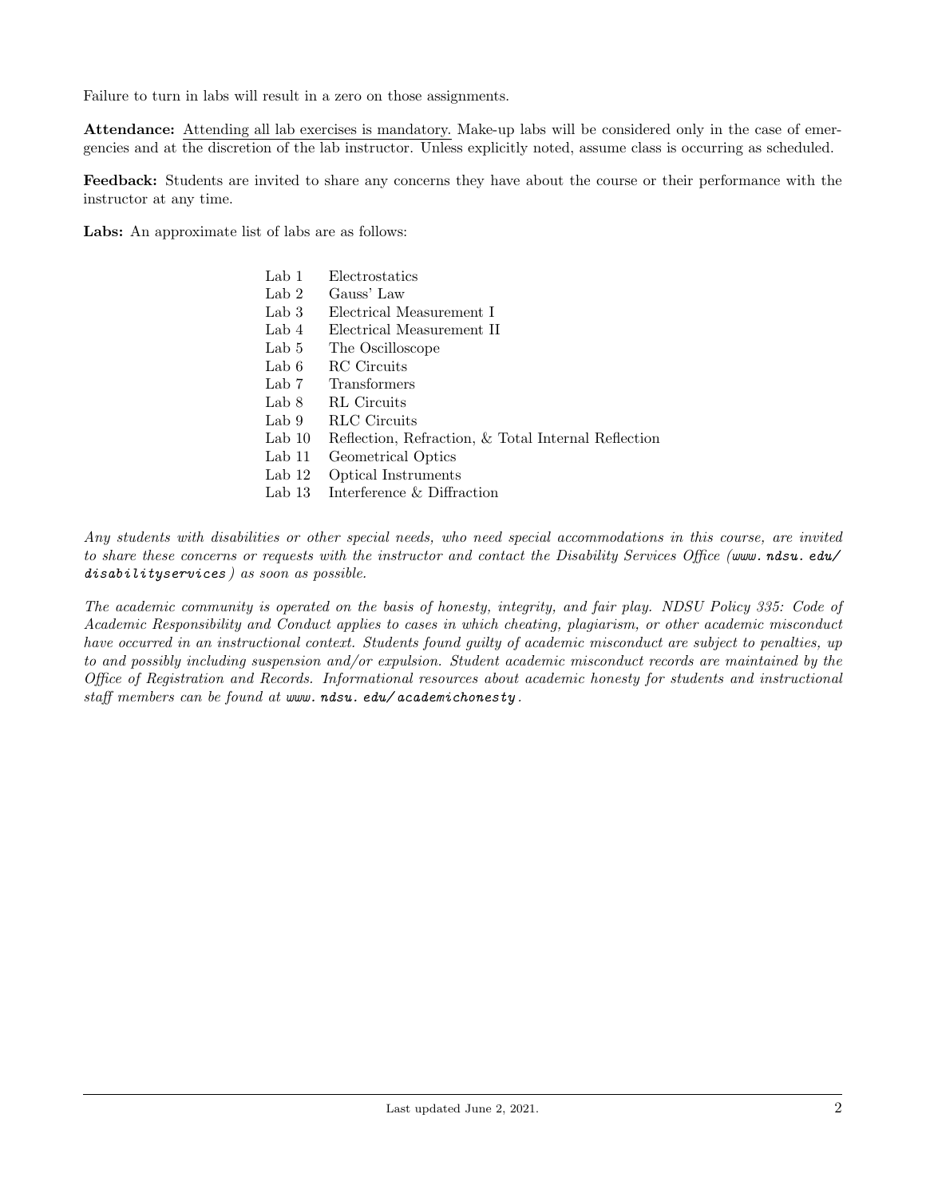Failure to turn in labs will result in a zero on those assignments.

**Attendance:** Attending all lab exercises is mandatory. Make-up labs will be considered only in the case of emergencies and at the discretion of the lab instructor. Unless explicitly noted, assume class is occurring as scheduled.

**Feedback:** Students are invited to share any concerns they have about the course or their performance with the instructor at any time.

**Labs:** An approximate list of labs are as follows:

| | |
|---|---|
| Lab 1 | Electrostatics |
| Lab 2 | Gauss' Law |
| Lab 3 | Electrical Measurement I |
| Lab 4 | Electrical Measurement II |
| Lab 5 | The Oscilloscope |
| Lab 6 | RC Circuits |
| Lab 7 | Transformers |
| Lab 8 | RL Circuits |
| Lab 9 | RLC Circuits |
| Lab 10 | Reflection, Refraction, & Total Internal Reflection |
| Lab 11 | Geometrical Optics |
| Lab 12 | Optical Instruments |
| Lab 13 | Interference & Diffraction |

*Any students with disabilities or other special needs, who need special accommodations in this course, are invited to share these concerns or requests with the instructor and contact the Disability Services Office (www.ndsu.edu/disabilityservices) as soon as possible.*

*The academic community is operated on the basis of honesty, integrity, and fair play. NDSU Policy 335: Code of Academic Responsibility and Conduct applies to cases in which cheating, plagiarism, or other academic misconduct have occurred in an instructional context. Students found guilty of academic misconduct are subject to penalties, up to and possibly including suspension and/or expulsion. Student academic misconduct records are maintained by the Office of Registration and Records. Informational resources about academic honesty for students and instructional staff members can be found at www.ndsu.edu/academichonesty.*

Last updated June 2, 2021.